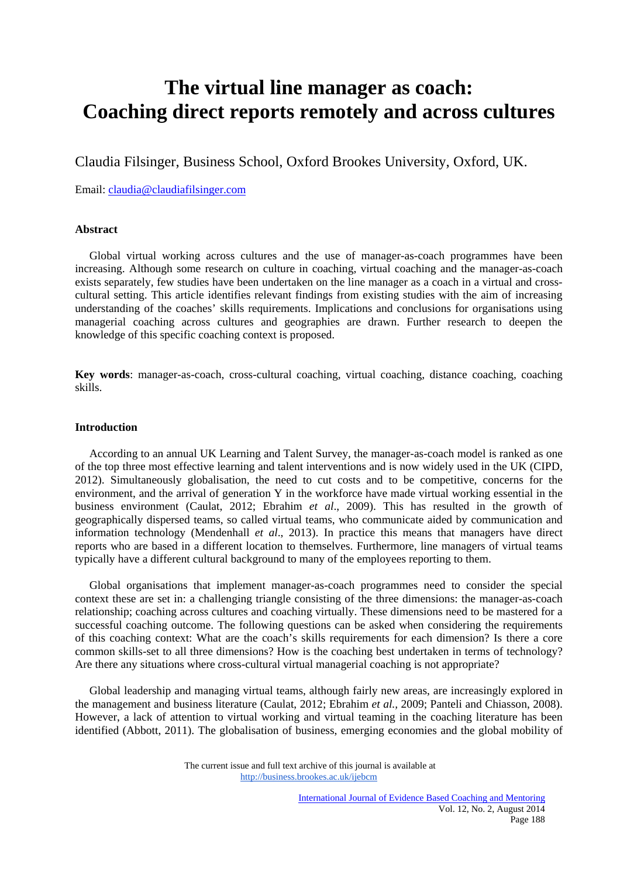# The virtual line manager as coach: Coaching direct reports remotely and across cultures

Claudia Filsinger, Business School, Oxford Brookes University, Oxford, UK.

Email: [claudia@claudiafilsinger.com](mailto:claudia@claudiafilsinger.com)

### Abstract

Global virtual working across cultures and the use of manager-as-coach programmes have been increasing. Although some research on culture in coaching, virtual coaching and the manager-as-coach exists separately, few studies have been undertaken on the line manager as a coach in a virtual and cross-cultural setting. This article identifies relevant findings from existing studies with the aim of increasing understanding of the coaches' skills requirements. Implications and conclusions for organisations using managerial coaching across cultures and geographies are drawn. Further research to deepen the knowledge of this specific coaching context is proposed.

**Key words**: manager-as-coach, cross-cultural coaching, virtual coaching, distance coaching, coaching skills.

### Introduction

According to an annual UK Learning and Talent Survey, the manager-as-coach model is ranked as one of the top three most effective learning and talent interventions and is now widely used in the UK (CIPD, 2012). Simultaneously globalisation, the need to cut costs and to be competitive, concerns for the environment, and the arrival of generation Y in the workforce have made virtual working essential in the business environment (Caulat, 2012; Ebrahim *et al*., 2009). This has resulted in the growth of geographically dispersed teams, so called virtual teams, who communicate aided by communication and information technology (Mendenhall *et al*., 2013). In practice this means that managers have direct reports who are based in a different location to themselves. Furthermore, line managers of virtual teams typically have a different cultural background to many of the employees reporting to them.

Global organisations that implement manager-as-coach programmes need to consider the special context these are set in: a challenging triangle consisting of the three dimensions: the manager-as-coach relationship; coaching across cultures and coaching virtually. These dimensions need to be mastered for a successful coaching outcome. The following questions can be asked when considering the requirements of this coaching context: What are the coach's skills requirements for each dimension? Is there a core common skills-set to all three dimensions? How is the coaching best undertaken in terms of technology? Are there any situations where cross-cultural virtual managerial coaching is not appropriate?

Global leadership and managing virtual teams, although fairly new areas, are increasingly explored in the management and business literature (Caulat, 2012; Ebrahim *et al.,* 2009; Panteli and Chiasson, 2008). However, a lack of attention to virtual working and virtual teaming in the coaching literature has been identified (Abbott, 2011). The globalisation of business, emerging economies and the global mobility of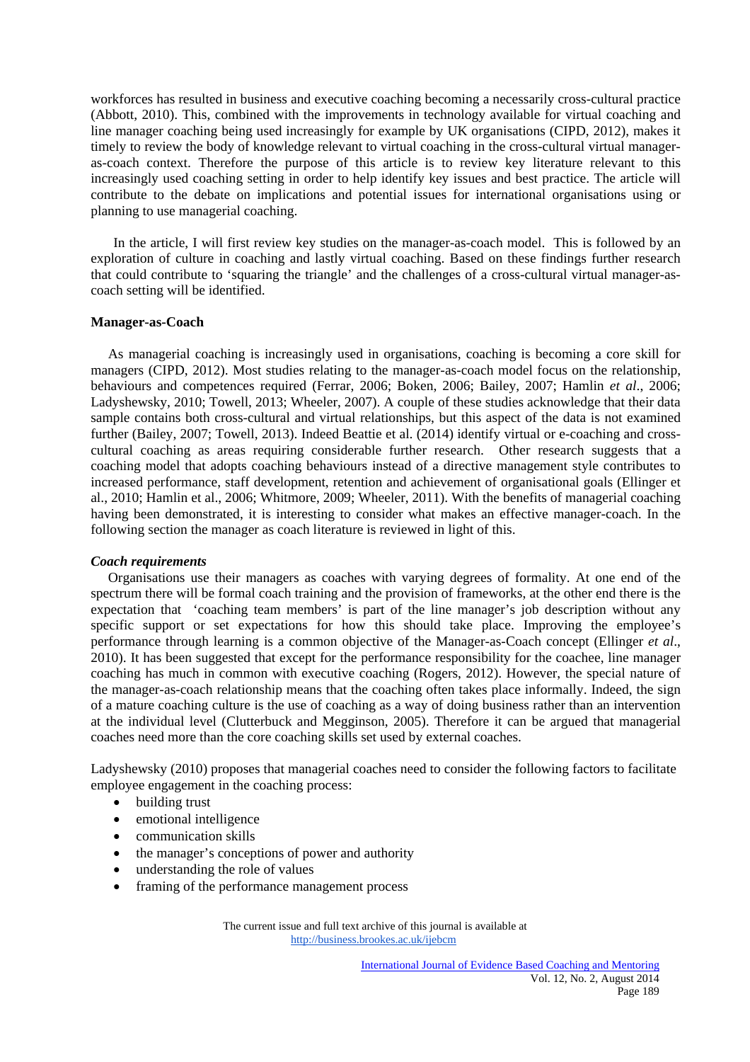workforces has resulted in business and executive coaching becoming a necessarily cross-cultural practice (Abbott, 2010). This, combined with the improvements in technology available for virtual coaching and line manager coaching being used increasingly for example by UK organisations (CIPD, 2012), makes it timely to review the body of knowledge relevant to virtual coaching in the cross-cultural virtual manager-as-coach context. Therefore the purpose of this article is to review key literature relevant to this increasingly used coaching setting in order to help identify key issues and best practice. The article will contribute to the debate on implications and potential issues for international organisations using or planning to use managerial coaching.

In the article, I will first review key studies on the manager-as-coach model. This is followed by an exploration of culture in coaching and lastly virtual coaching. Based on these findings further research that could contribute to 'squaring the triangle' and the challenges of a cross-cultural virtual manager-as-coach setting will be identified.

## Manager-as-Coach

As managerial coaching is increasingly used in organisations, coaching is becoming a core skill for managers (CIPD, 2012). Most studies relating to the manager-as-coach model focus on the relationship, behaviours and competences required (Ferrar, 2006; Boken, 2006; Bailey, 2007; Hamlin *et al*., 2006; Ladyshewsky, 2010; Towell, 2013; Wheeler, 2007). A couple of these studies acknowledge that their data sample contains both cross-cultural and virtual relationships, but this aspect of the data is not examined further (Bailey, 2007; Towell, 2013). Indeed Beattie et al. (2014) identify virtual or e-coaching and cross-cultural coaching as areas requiring considerable further research. Other research suggests that a coaching model that adopts coaching behaviours instead of a directive management style contributes to increased performance, staff development, retention and achievement of organisational goals (Ellinger et al., 2010; Hamlin et al., 2006; Whitmore, 2009; Wheeler, 2011). With the benefits of managerial coaching having been demonstrated, it is interesting to consider what makes an effective manager-coach. In the following section the manager as coach literature is reviewed in light of this.

### *Coach requirements*

Organisations use their managers as coaches with varying degrees of formality. At one end of the spectrum there will be formal coach training and the provision of frameworks, at the other end there is the expectation that 'coaching team members' is part of the line manager's job description without any specific support or set expectations for how this should take place. Improving the employee's performance through learning is a common objective of the Manager-as-Coach concept (Ellinger *et al*., 2010). It has been suggested that except for the performance responsibility for the coachee, line manager coaching has much in common with executive coaching (Rogers, 2012). However, the special nature of the manager-as-coach relationship means that the coaching often takes place informally. Indeed, the sign of a mature coaching culture is the use of coaching as a way of doing business rather than an intervention at the individual level (Clutterbuck and Megginson, 2005). Therefore it can be argued that managerial coaches need more than the core coaching skills set used by external coaches.

Ladyshewsky (2010) proposes that managerial coaches need to consider the following factors to facilitate employee engagement in the coaching process:

- building trust
- emotional intelligence
- communication skills
- the manager's conceptions of power and authority
- understanding the role of values
- framing of the performance management process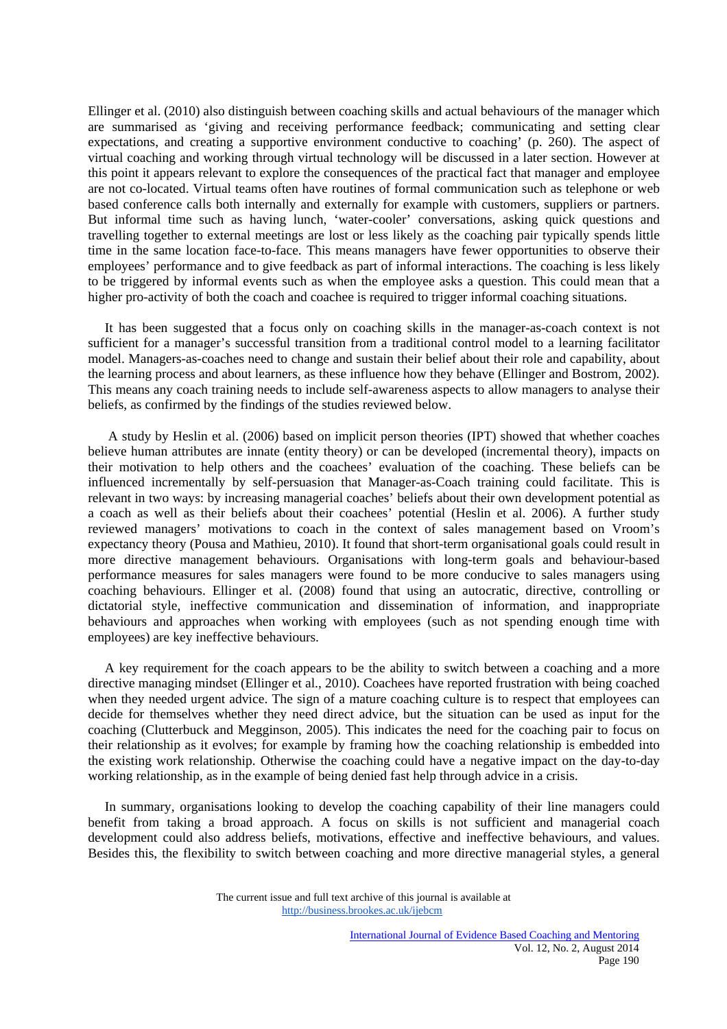Ellinger et al. (2010) also distinguish between coaching skills and actual behaviours of the manager which are summarised as 'giving and receiving performance feedback; communicating and setting clear expectations, and creating a supportive environment conductive to coaching' (p. 260). The aspect of virtual coaching and working through virtual technology will be discussed in a later section. However at this point it appears relevant to explore the consequences of the practical fact that manager and employee are not co-located. Virtual teams often have routines of formal communication such as telephone or web based conference calls both internally and externally for example with customers, suppliers or partners. But informal time such as having lunch, 'water-cooler' conversations, asking quick questions and travelling together to external meetings are lost or less likely as the coaching pair typically spends little time in the same location face-to-face. This means managers have fewer opportunities to observe their employees' performance and to give feedback as part of informal interactions. The coaching is less likely to be triggered by informal events such as when the employee asks a question. This could mean that a higher pro-activity of both the coach and coachee is required to trigger informal coaching situations.

It has been suggested that a focus only on coaching skills in the manager-as-coach context is not sufficient for a manager's successful transition from a traditional control model to a learning facilitator model. Managers-as-coaches need to change and sustain their belief about their role and capability, about the learning process and about learners, as these influence how they behave (Ellinger and Bostrom, 2002). This means any coach training needs to include self-awareness aspects to allow managers to analyse their beliefs, as confirmed by the findings of the studies reviewed below.

A study by Heslin et al. (2006) based on implicit person theories (IPT) showed that whether coaches believe human attributes are innate (entity theory) or can be developed (incremental theory), impacts on their motivation to help others and the coachees' evaluation of the coaching. These beliefs can be influenced incrementally by self-persuasion that Manager-as-Coach training could facilitate. This is relevant in two ways: by increasing managerial coaches' beliefs about their own development potential as a coach as well as their beliefs about their coachees' potential (Heslin et al. 2006). A further study reviewed managers' motivations to coach in the context of sales management based on Vroom's expectancy theory (Pousa and Mathieu, 2010). It found that short-term organisational goals could result in more directive management behaviours. Organisations with long-term goals and behaviour-based performance measures for sales managers were found to be more conducive to sales managers using coaching behaviours. Ellinger et al. (2008) found that using an autocratic, directive, controlling or dictatorial style, ineffective communication and dissemination of information, and inappropriate behaviours and approaches when working with employees (such as not spending enough time with employees) are key ineffective behaviours.

A key requirement for the coach appears to be the ability to switch between a coaching and a more directive managing mindset (Ellinger et al., 2010). Coachees have reported frustration with being coached when they needed urgent advice. The sign of a mature coaching culture is to respect that employees can decide for themselves whether they need direct advice, but the situation can be used as input for the coaching (Clutterbuck and Megginson, 2005). This indicates the need for the coaching pair to focus on their relationship as it evolves; for example by framing how the coaching relationship is embedded into the existing work relationship. Otherwise the coaching could have a negative impact on the day-to-day working relationship, as in the example of being denied fast help through advice in a crisis.

In summary, organisations looking to develop the coaching capability of their line managers could benefit from taking a broad approach. A focus on skills is not sufficient and managerial coach development could also address beliefs, motivations, effective and ineffective behaviours, and values. Besides this, the flexibility to switch between coaching and more directive managerial styles, a general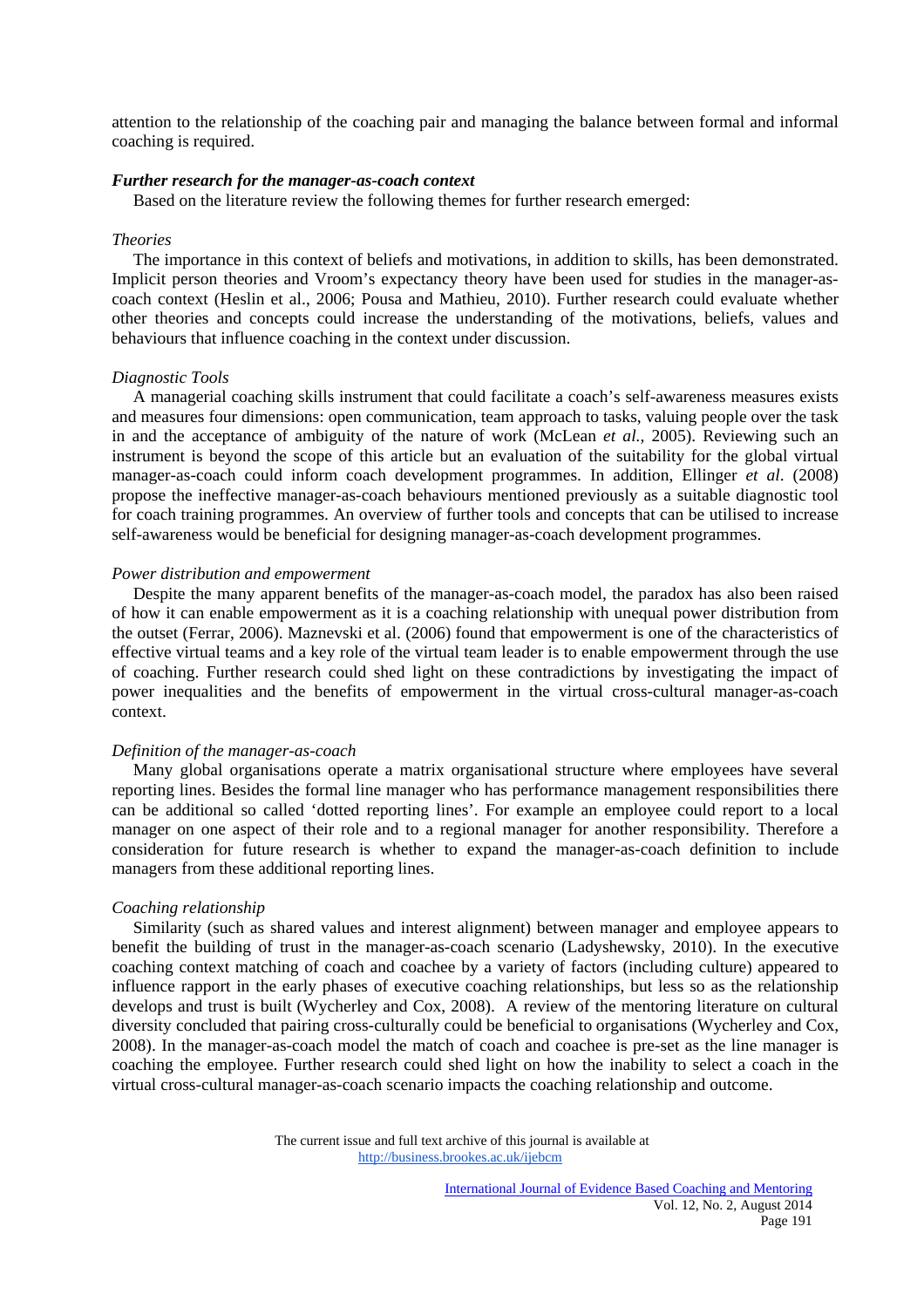attention to the relationship of the coaching pair and managing the balance between formal and informal coaching is required.

### *Further research for the manager-as-coach context*

Based on the literature review the following themes for further research emerged:

#### *Theories*

The importance in this context of beliefs and motivations, in addition to skills, has been demonstrated. Implicit person theories and Vroom's expectancy theory have been used for studies in the manager-as-coach context (Heslin et al., 2006; Pousa and Mathieu, 2010). Further research could evaluate whether other theories and concepts could increase the understanding of the motivations, beliefs, values and behaviours that influence coaching in the context under discussion.

#### *Diagnostic Tools*

A managerial coaching skills instrument that could facilitate a coach's self-awareness measures exists and measures four dimensions: open communication, team approach to tasks, valuing people over the task in and the acceptance of ambiguity of the nature of work (McLean *et al.,* 2005). Reviewing such an instrument is beyond the scope of this article but an evaluation of the suitability for the global virtual manager-as-coach could inform coach development programmes. In addition, Ellinger *et al*. (2008) propose the ineffective manager-as-coach behaviours mentioned previously as a suitable diagnostic tool for coach training programmes. An overview of further tools and concepts that can be utilised to increase self-awareness would be beneficial for designing manager-as-coach development programmes.

#### *Power distribution and empowerment*

Despite the many apparent benefits of the manager-as-coach model, the paradox has also been raised of how it can enable empowerment as it is a coaching relationship with unequal power distribution from the outset (Ferrar, 2006). Maznevski et al. (2006) found that empowerment is one of the characteristics of effective virtual teams and a key role of the virtual team leader is to enable empowerment through the use of coaching. Further research could shed light on these contradictions by investigating the impact of power inequalities and the benefits of empowerment in the virtual cross-cultural manager-as-coach context.

#### *Definition of the manager-as-coach*

Many global organisations operate a matrix organisational structure where employees have several reporting lines. Besides the formal line manager who has performance management responsibilities there can be additional so called 'dotted reporting lines'. For example an employee could report to a local manager on one aspect of their role and to a regional manager for another responsibility. Therefore a consideration for future research is whether to expand the manager-as-coach definition to include managers from these additional reporting lines.

#### *Coaching relationship*

Similarity (such as shared values and interest alignment) between manager and employee appears to benefit the building of trust in the manager-as-coach scenario (Ladyshewsky, 2010). In the executive coaching context matching of coach and coachee by a variety of factors (including culture) appeared to influence rapport in the early phases of executive coaching relationships, but less so as the relationship develops and trust is built (Wycherley and Cox, 2008). A review of the mentoring literature on cultural diversity concluded that pairing cross-culturally could be beneficial to organisations (Wycherley and Cox, 2008). In the manager-as-coach model the match of coach and coachee is pre-set as the line manager is coaching the employee. Further research could shed light on how the inability to select a coach in the virtual cross-cultural manager-as-coach scenario impacts the coaching relationship and outcome.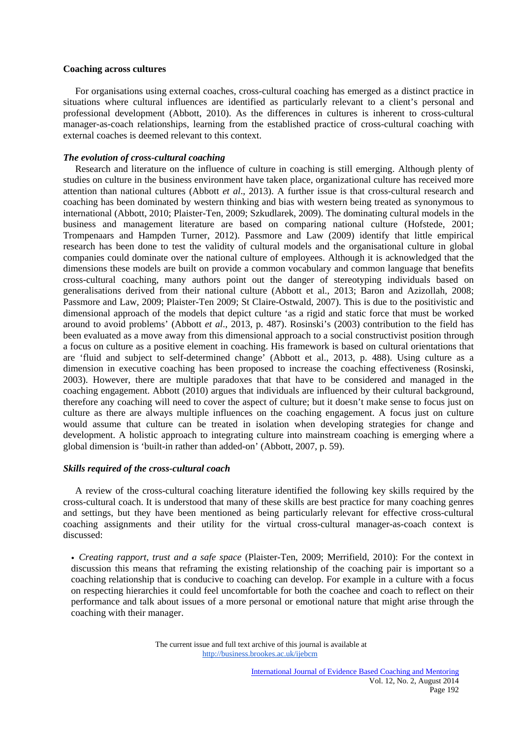## Coaching across cultures

For organisations using external coaches, cross-cultural coaching has emerged as a distinct practice in situations where cultural influences are identified as particularly relevant to a client's personal and professional development (Abbott, 2010). As the differences in cultures is inherent to cross-cultural manager-as-coach relationships, learning from the established practice of cross-cultural coaching with external coaches is deemed relevant to this context.

### *The evolution of cross-cultural coaching*

Research and literature on the influence of culture in coaching is still emerging. Although plenty of studies on culture in the business environment have taken place, organizational culture has received more attention than national cultures (Abbott *et al*., 2013). A further issue is that cross-cultural research and coaching has been dominated by western thinking and bias with western being treated as synonymous to international (Abbott, 2010; Plaister-Ten, 2009; Szkudlarek, 2009). The dominating cultural models in the business and management literature are based on comparing national culture (Hofstede, 2001; Trompenaars and Hampden Turner, 2012). Passmore and Law (2009) identify that little empirical research has been done to test the validity of cultural models and the organisational culture in global companies could dominate over the national culture of employees. Although it is acknowledged that the dimensions these models are built on provide a common vocabulary and common language that benefits cross-cultural coaching, many authors point out the danger of stereotyping individuals based on generalisations derived from their national culture (Abbott et al., 2013; Baron and Azizollah, 2008; Passmore and Law, 2009; Plaister-Ten 2009; St Claire-Ostwald, 2007). This is due to the positivistic and dimensional approach of the models that depict culture 'as a rigid and static force that must be worked around to avoid problems' (Abbott *et al*., 2013, p. 487). Rosinski's (2003) contribution to the field has been evaluated as a move away from this dimensional approach to a social constructivist position through a focus on culture as a positive element in coaching. His framework is based on cultural orientations that are 'fluid and subject to self-determined change' (Abbott et al., 2013, p. 488). Using culture as a dimension in executive coaching has been proposed to increase the coaching effectiveness (Rosinski, 2003). However, there are multiple paradoxes that that have to be considered and managed in the coaching engagement. Abbott (2010) argues that individuals are influenced by their cultural background, therefore any coaching will need to cover the aspect of culture; but it doesn't make sense to focus just on culture as there are always multiple influences on the coaching engagement. A focus just on culture would assume that culture can be treated in isolation when developing strategies for change and development. A holistic approach to integrating culture into mainstream coaching is emerging where a global dimension is 'built-in rather than added-on' (Abbott, 2007, p. 59).

### *Skills required of the cross-cultural coach*

A review of the cross-cultural coaching literature identified the following key skills required by the cross-cultural coach. It is understood that many of these skills are best practice for many coaching genres and settings, but they have been mentioned as being particularly relevant for effective cross-cultural coaching assignments and their utility for the virtual cross-cultural manager-as-coach context is discussed:

- *Creating rapport, trust and a safe space* (Plaister-Ten, 2009; Merrifield, 2010): For the context in discussion this means that reframing the existing relationship of the coaching pair is important so a coaching relationship that is conducive to coaching can develop. For example in a culture with a focus on respecting hierarchies it could feel uncomfortable for both the coachee and coach to reflect on their performance and talk about issues of a more personal or emotional nature that might arise through the coaching with their manager.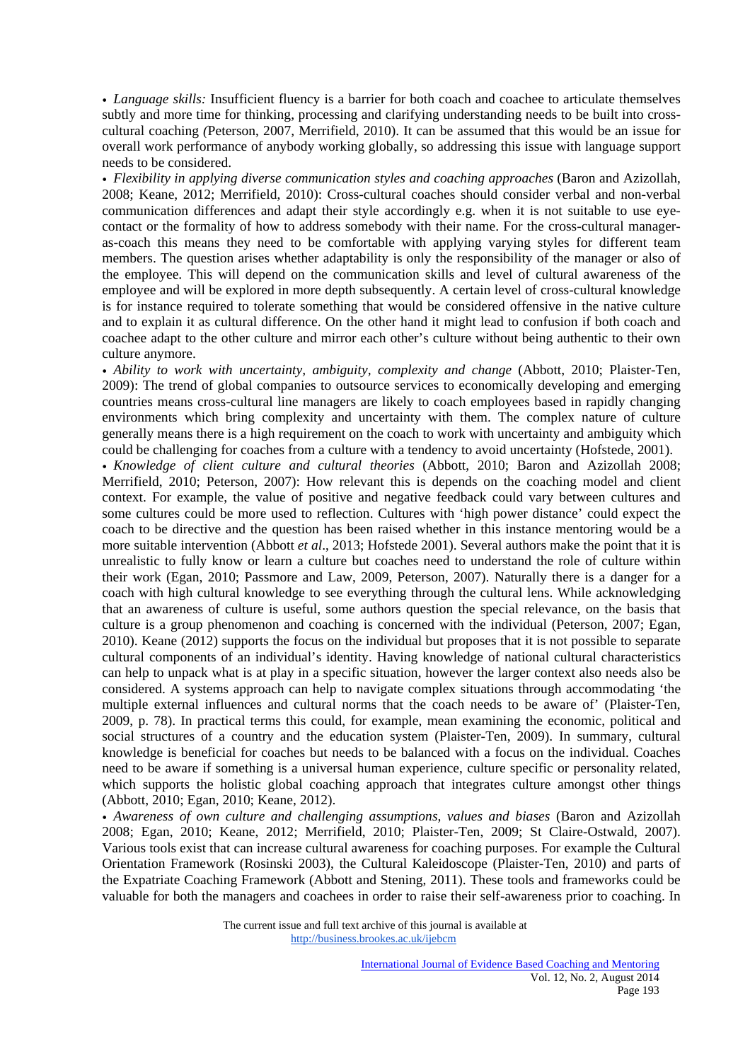• *Language skills:* Insufficient fluency is a barrier for both coach and coachee to articulate themselves subtly and more time for thinking, processing and clarifying understanding needs to be built into cross-cultural coaching *(*Peterson, 2007, Merrifield, 2010). It can be assumed that this would be an issue for overall work performance of anybody working globally, so addressing this issue with language support needs to be considered.

• *Flexibility in applying diverse communication styles and coaching approaches* (Baron and Azizollah, 2008; Keane, 2012; Merrifield, 2010): Cross-cultural coaches should consider verbal and non-verbal communication differences and adapt their style accordingly e.g. when it is not suitable to use eye-contact or the formality of how to address somebody with their name. For the cross-cultural manager-as-coach this means they need to be comfortable with applying varying styles for different team members. The question arises whether adaptability is only the responsibility of the manager or also of the employee. This will depend on the communication skills and level of cultural awareness of the employee and will be explored in more depth subsequently. A certain level of cross-cultural knowledge is for instance required to tolerate something that would be considered offensive in the native culture and to explain it as cultural difference. On the other hand it might lead to confusion if both coach and coachee adapt to the other culture and mirror each other's culture without being authentic to their own culture anymore.

• *Ability to work with uncertainty, ambiguity, complexity and change* (Abbott, 2010; Plaister-Ten, 2009): The trend of global companies to outsource services to economically developing and emerging countries means cross-cultural line managers are likely to coach employees based in rapidly changing environments which bring complexity and uncertainty with them. The complex nature of culture generally means there is a high requirement on the coach to work with uncertainty and ambiguity which could be challenging for coaches from a culture with a tendency to avoid uncertainty (Hofstede, 2001).

• *Knowledge of client culture and cultural theories* (Abbott, 2010; Baron and Azizollah 2008; Merrifield, 2010; Peterson, 2007): How relevant this is depends on the coaching model and client context. For example, the value of positive and negative feedback could vary between cultures and some cultures could be more used to reflection. Cultures with 'high power distance' could expect the coach to be directive and the question has been raised whether in this instance mentoring would be a more suitable intervention (Abbott *et al*., 2013; Hofstede 2001). Several authors make the point that it is unrealistic to fully know or learn a culture but coaches need to understand the role of culture within their work (Egan, 2010; Passmore and Law, 2009, Peterson, 2007). Naturally there is a danger for a coach with high cultural knowledge to see everything through the cultural lens. While acknowledging that an awareness of culture is useful, some authors question the special relevance, on the basis that culture is a group phenomenon and coaching is concerned with the individual (Peterson, 2007; Egan, 2010). Keane (2012) supports the focus on the individual but proposes that it is not possible to separate cultural components of an individual's identity. Having knowledge of national cultural characteristics can help to unpack what is at play in a specific situation, however the larger context also needs also be considered. A systems approach can help to navigate complex situations through accommodating 'the multiple external influences and cultural norms that the coach needs to be aware of' (Plaister-Ten, 2009, p. 78). In practical terms this could, for example, mean examining the economic, political and social structures of a country and the education system (Plaister-Ten, 2009). In summary, cultural knowledge is beneficial for coaches but needs to be balanced with a focus on the individual. Coaches need to be aware if something is a universal human experience, culture specific or personality related, which supports the holistic global coaching approach that integrates culture amongst other things (Abbott, 2010; Egan, 2010; Keane, 2012).

• *Awareness of own culture and challenging assumptions, values and biases* (Baron and Azizollah 2008; Egan, 2010; Keane, 2012; Merrifield, 2010; Plaister-Ten, 2009; St Claire-Ostwald, 2007). Various tools exist that can increase cultural awareness for coaching purposes. For example the Cultural Orientation Framework (Rosinski 2003), the Cultural Kaleidoscope (Plaister-Ten, 2010) and parts of the Expatriate Coaching Framework (Abbott and Stening, 2011). These tools and frameworks could be valuable for both the managers and coachees in order to raise their self-awareness prior to coaching. In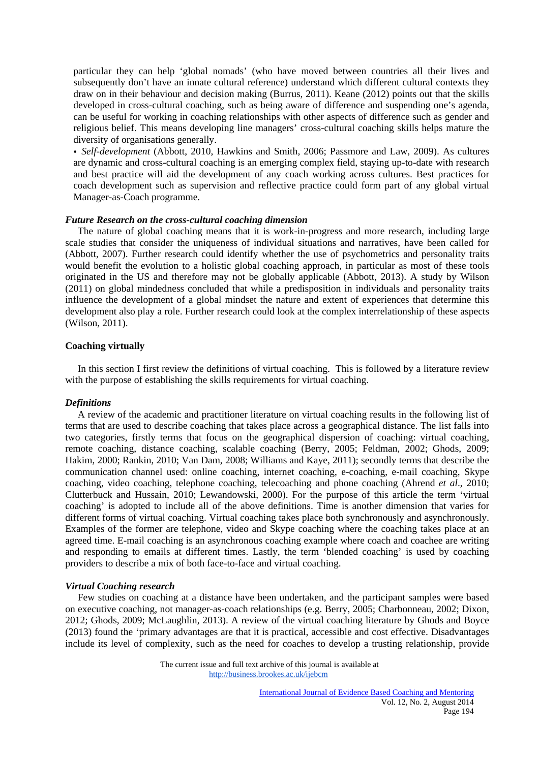particular they can help 'global nomads' (who have moved between countries all their lives and subsequently don't have an innate cultural reference) understand which different cultural contexts they draw on in their behaviour and decision making (Burrus, 2011). Keane (2012) points out that the skills developed in cross-cultural coaching, such as being aware of difference and suspending one's agenda, can be useful for working in coaching relationships with other aspects of difference such as gender and religious belief. This means developing line managers' cross-cultural coaching skills helps mature the diversity of organisations generally.

• *Self-development* (Abbott, 2010, Hawkins and Smith, 2006; Passmore and Law, 2009). As cultures are dynamic and cross-cultural coaching is an emerging complex field, staying up-to-date with research and best practice will aid the development of any coach working across cultures. Best practices for coach development such as supervision and reflective practice could form part of any global virtual Manager-as-Coach programme.

### *Future Research on the cross-cultural coaching dimension*

The nature of global coaching means that it is work-in-progress and more research, including large scale studies that consider the uniqueness of individual situations and narratives, have been called for (Abbott, 2007). Further research could identify whether the use of psychometrics and personality traits would benefit the evolution to a holistic global coaching approach, in particular as most of these tools originated in the US and therefore may not be globally applicable (Abbott, 2013). A study by Wilson (2011) on global mindedness concluded that while a predisposition in individuals and personality traits influence the development of a global mindset the nature and extent of experiences that determine this development also play a role. Further research could look at the complex interrelationship of these aspects (Wilson, 2011).

## Coaching virtually

In this section I first review the definitions of virtual coaching. This is followed by a literature review with the purpose of establishing the skills requirements for virtual coaching.

### *Definitions*

A review of the academic and practitioner literature on virtual coaching results in the following list of terms that are used to describe coaching that takes place across a geographical distance. The list falls into two categories, firstly terms that focus on the geographical dispersion of coaching: virtual coaching, remote coaching, distance coaching, scalable coaching (Berry, 2005; Feldman, 2002; Ghods, 2009; Hakim, 2000; Rankin, 2010; Van Dam, 2008; Williams and Kaye, 2011); secondly terms that describe the communication channel used: online coaching, internet coaching, e-coaching, e-mail coaching, Skype coaching, video coaching, telephone coaching, telecoaching and phone coaching (Ahrend *et al*., 2010; Clutterbuck and Hussain, 2010; Lewandowski, 2000). For the purpose of this article the term 'virtual coaching' is adopted to include all of the above definitions. Time is another dimension that varies for different forms of virtual coaching. Virtual coaching takes place both synchronously and asynchronously. Examples of the former are telephone, video and Skype coaching where the coaching takes place at an agreed time. E-mail coaching is an asynchronous coaching example where coach and coachee are writing and responding to emails at different times. Lastly, the term 'blended coaching' is used by coaching providers to describe a mix of both face-to-face and virtual coaching.

### *Virtual Coaching research*

Few studies on coaching at a distance have been undertaken, and the participant samples were based on executive coaching, not manager-as-coach relationships (e.g. Berry, 2005; Charbonneau, 2002; Dixon, 2012; Ghods, 2009; McLaughlin, 2013). A review of the virtual coaching literature by Ghods and Boyce (2013) found the 'primary advantages are that it is practical, accessible and cost effective. Disadvantages include its level of complexity, such as the need for coaches to develop a trusting relationship, provide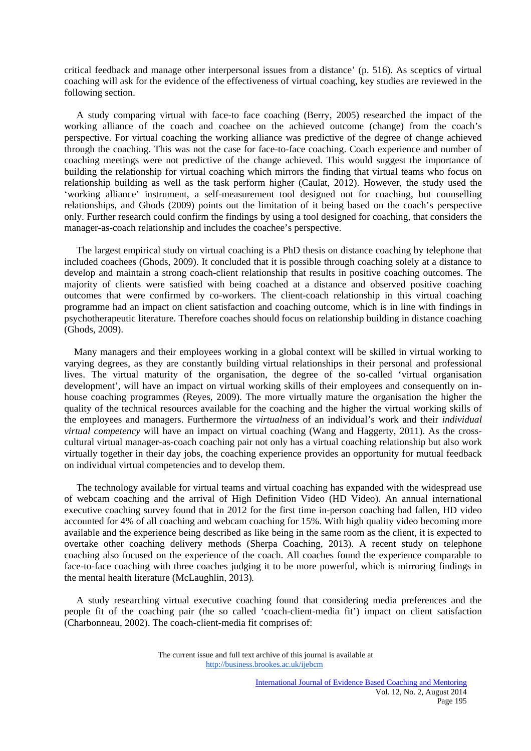critical feedback and manage other interpersonal issues from a distance' (p. 516). As sceptics of virtual coaching will ask for the evidence of the effectiveness of virtual coaching, key studies are reviewed in the following section.

A study comparing virtual with face-to face coaching (Berry, 2005) researched the impact of the working alliance of the coach and coachee on the achieved outcome (change) from the coach's perspective. For virtual coaching the working alliance was predictive of the degree of change achieved through the coaching. This was not the case for face-to-face coaching. Coach experience and number of coaching meetings were not predictive of the change achieved. This would suggest the importance of building the relationship for virtual coaching which mirrors the finding that virtual teams who focus on relationship building as well as the task perform higher (Caulat, 2012). However, the study used the 'working alliance' instrument, a self-measurement tool designed not for coaching, but counselling relationships, and Ghods (2009) points out the limitation of it being based on the coach's perspective only. Further research could confirm the findings by using a tool designed for coaching, that considers the manager-as-coach relationship and includes the coachee's perspective.

The largest empirical study on virtual coaching is a PhD thesis on distance coaching by telephone that included coachees (Ghods, 2009). It concluded that it is possible through coaching solely at a distance to develop and maintain a strong coach-client relationship that results in positive coaching outcomes. The majority of clients were satisfied with being coached at a distance and observed positive coaching outcomes that were confirmed by co-workers. The client-coach relationship in this virtual coaching programme had an impact on client satisfaction and coaching outcome, which is in line with findings in psychotherapeutic literature. Therefore coaches should focus on relationship building in distance coaching (Ghods, 2009).

Many managers and their employees working in a global context will be skilled in virtual working to varying degrees, as they are constantly building virtual relationships in their personal and professional lives. The virtual maturity of the organisation, the degree of the so-called 'virtual organisation development', will have an impact on virtual working skills of their employees and consequently on in-house coaching programmes (Reyes, 2009). The more virtually mature the organisation the higher the quality of the technical resources available for the coaching and the higher the virtual working skills of the employees and managers. Furthermore the *virtualness* of an individual's work and their *individual virtual competency* will have an impact on virtual coaching (Wang and Haggerty, 2011). As the cross-cultural virtual manager-as-coach coaching pair not only has a virtual coaching relationship but also work virtually together in their day jobs, the coaching experience provides an opportunity for mutual feedback on individual virtual competencies and to develop them.

The technology available for virtual teams and virtual coaching has expanded with the widespread use of webcam coaching and the arrival of High Definition Video (HD Video). An annual international executive coaching survey found that in 2012 for the first time in-person coaching had fallen, HD video accounted for 4% of all coaching and webcam coaching for 15%. With high quality video becoming more available and the experience being described as like being in the same room as the client, it is expected to overtake other coaching delivery methods (Sherpa Coaching, 2013). A recent study on telephone coaching also focused on the experience of the coach. All coaches found the experience comparable to face-to-face coaching with three coaches judging it to be more powerful, which is mirroring findings in the mental health literature (McLaughlin, 2013).

A study researching virtual executive coaching found that considering media preferences and the people fit of the coaching pair (the so called 'coach-client-media fit') impact on client satisfaction (Charbonneau, 2002). The coach-client-media fit comprises of: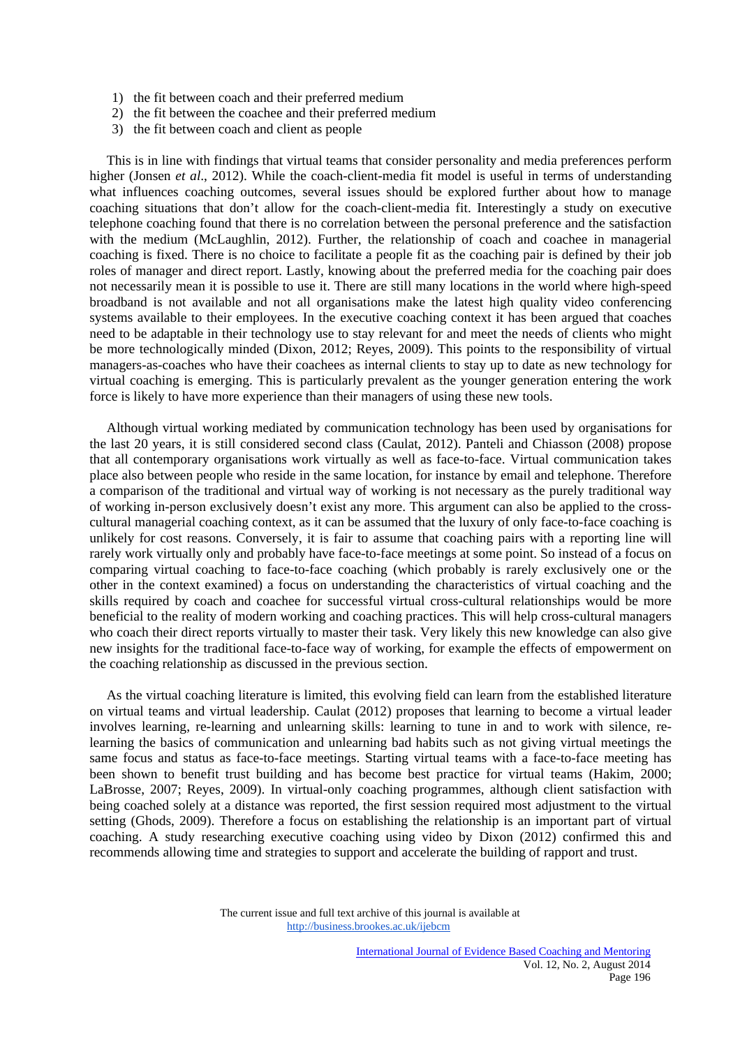1) the fit between coach and their preferred medium
2) the fit between the coachee and their preferred medium
3) the fit between coach and client as people

This is in line with findings that virtual teams that consider personality and media preferences perform higher (Jonsen *et al*., 2012). While the coach-client-media fit model is useful in terms of understanding what influences coaching outcomes, several issues should be explored further about how to manage coaching situations that don't allow for the coach-client-media fit. Interestingly a study on executive telephone coaching found that there is no correlation between the personal preference and the satisfaction with the medium (McLaughlin, 2012). Further, the relationship of coach and coachee in managerial coaching is fixed. There is no choice to facilitate a people fit as the coaching pair is defined by their job roles of manager and direct report. Lastly, knowing about the preferred media for the coaching pair does not necessarily mean it is possible to use it. There are still many locations in the world where high-speed broadband is not available and not all organisations make the latest high quality video conferencing systems available to their employees. In the executive coaching context it has been argued that coaches need to be adaptable in their technology use to stay relevant for and meet the needs of clients who might be more technologically minded (Dixon, 2012; Reyes, 2009). This points to the responsibility of virtual managers-as-coaches who have their coachees as internal clients to stay up to date as new technology for virtual coaching is emerging. This is particularly prevalent as the younger generation entering the work force is likely to have more experience than their managers of using these new tools.

Although virtual working mediated by communication technology has been used by organisations for the last 20 years, it is still considered second class (Caulat, 2012). Panteli and Chiasson (2008) propose that all contemporary organisations work virtually as well as face-to-face. Virtual communication takes place also between people who reside in the same location, for instance by email and telephone. Therefore a comparison of the traditional and virtual way of working is not necessary as the purely traditional way of working in-person exclusively doesn't exist any more. This argument can also be applied to the cross-cultural managerial coaching context, as it can be assumed that the luxury of only face-to-face coaching is unlikely for cost reasons. Conversely, it is fair to assume that coaching pairs with a reporting line will rarely work virtually only and probably have face-to-face meetings at some point. So instead of a focus on comparing virtual coaching to face-to-face coaching (which probably is rarely exclusively one or the other in the context examined) a focus on understanding the characteristics of virtual coaching and the skills required by coach and coachee for successful virtual cross-cultural relationships would be more beneficial to the reality of modern working and coaching practices. This will help cross-cultural managers who coach their direct reports virtually to master their task. Very likely this new knowledge can also give new insights for the traditional face-to-face way of working, for example the effects of empowerment on the coaching relationship as discussed in the previous section.

As the virtual coaching literature is limited, this evolving field can learn from the established literature on virtual teams and virtual leadership. Caulat (2012) proposes that learning to become a virtual leader involves learning, re-learning and unlearning skills: learning to tune in and to work with silence, re-learning the basics of communication and unlearning bad habits such as not giving virtual meetings the same focus and status as face-to-face meetings. Starting virtual teams with a face-to-face meeting has been shown to benefit trust building and has become best practice for virtual teams (Hakim, 2000; LaBrosse, 2007; Reyes, 2009). In virtual-only coaching programmes, although client satisfaction with being coached solely at a distance was reported, the first session required most adjustment to the virtual setting (Ghods, 2009). Therefore a focus on establishing the relationship is an important part of virtual coaching. A study researching executive coaching using video by Dixon (2012) confirmed this and recommends allowing time and strategies to support and accelerate the building of rapport and trust.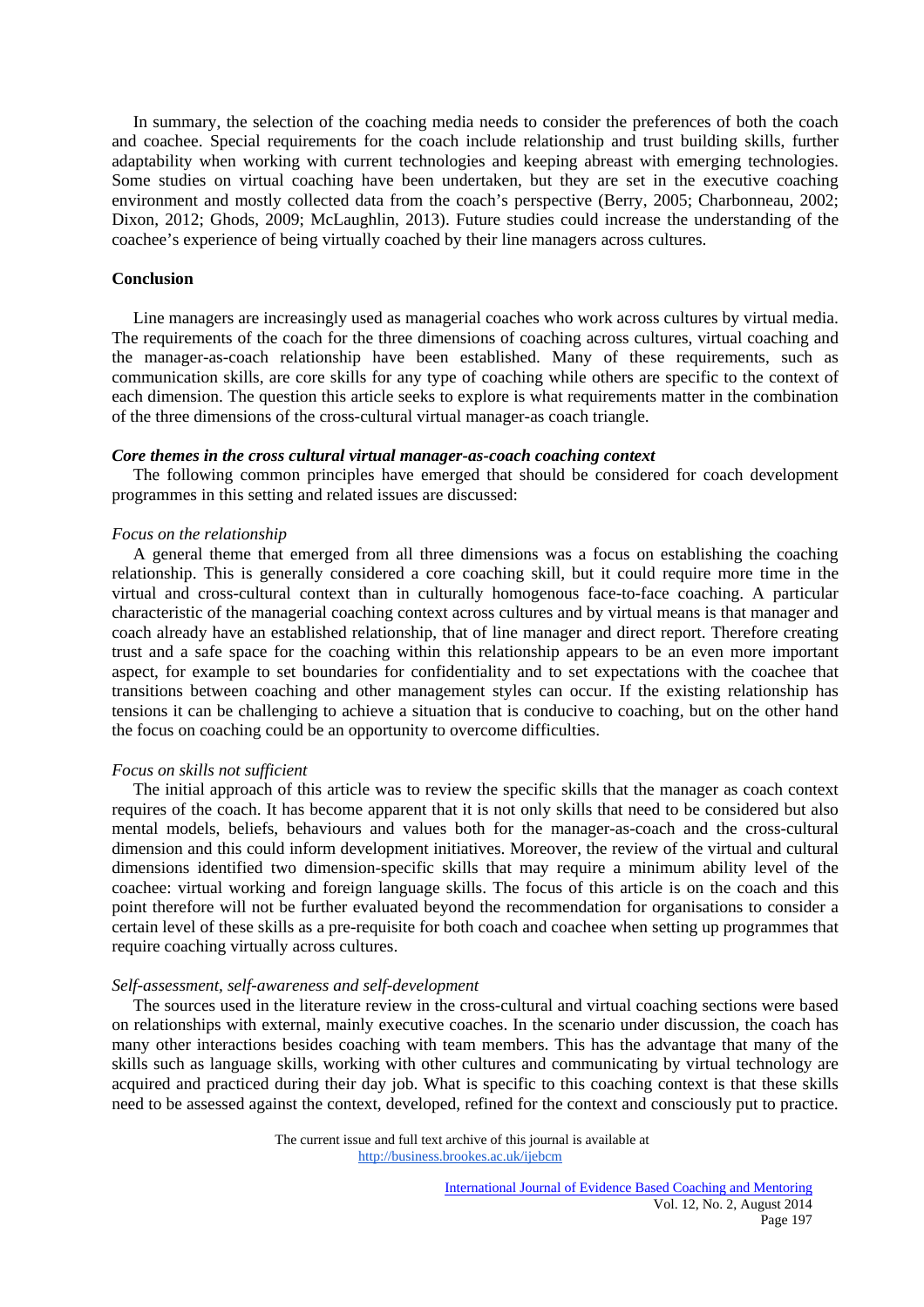In summary, the selection of the coaching media needs to consider the preferences of both the coach and coachee. Special requirements for the coach include relationship and trust building skills, further adaptability when working with current technologies and keeping abreast with emerging technologies. Some studies on virtual coaching have been undertaken, but they are set in the executive coaching environment and mostly collected data from the coach's perspective (Berry, 2005; Charbonneau, 2002; Dixon, 2012; Ghods, 2009; McLaughlin, 2013). Future studies could increase the understanding of the coachee's experience of being virtually coached by their line managers across cultures.

## Conclusion

Line managers are increasingly used as managerial coaches who work across cultures by virtual media. The requirements of the coach for the three dimensions of coaching across cultures, virtual coaching and the manager-as-coach relationship have been established. Many of these requirements, such as communication skills, are core skills for any type of coaching while others are specific to the context of each dimension. The question this article seeks to explore is what requirements matter in the combination of the three dimensions of the cross-cultural virtual manager-as coach triangle.

### *Core themes in the cross cultural virtual manager-as-coach coaching context*

The following common principles have emerged that should be considered for coach development programmes in this setting and related issues are discussed:

*Focus on the relationship*

A general theme that emerged from all three dimensions was a focus on establishing the coaching relationship. This is generally considered a core coaching skill, but it could require more time in the virtual and cross-cultural context than in culturally homogenous face-to-face coaching. A particular characteristic of the managerial coaching context across cultures and by virtual means is that manager and coach already have an established relationship, that of line manager and direct report. Therefore creating trust and a safe space for the coaching within this relationship appears to be an even more important aspect, for example to set boundaries for confidentiality and to set expectations with the coachee that transitions between coaching and other management styles can occur. If the existing relationship has tensions it can be challenging to achieve a situation that is conducive to coaching, but on the other hand the focus on coaching could be an opportunity to overcome difficulties.

*Focus on skills not sufficient*

The initial approach of this article was to review the specific skills that the manager as coach context requires of the coach. It has become apparent that it is not only skills that need to be considered but also mental models, beliefs, behaviours and values both for the manager-as-coach and the cross-cultural dimension and this could inform development initiatives. Moreover, the review of the virtual and cultural dimensions identified two dimension-specific skills that may require a minimum ability level of the coachee: virtual working and foreign language skills. The focus of this article is on the coach and this point therefore will not be further evaluated beyond the recommendation for organisations to consider a certain level of these skills as a pre-requisite for both coach and coachee when setting up programmes that require coaching virtually across cultures.

*Self-assessment, self-awareness and self-development*

The sources used in the literature review in the cross-cultural and virtual coaching sections were based on relationships with external, mainly executive coaches. In the scenario under discussion, the coach has many other interactions besides coaching with team members. This has the advantage that many of the skills such as language skills, working with other cultures and communicating by virtual technology are acquired and practiced during their day job. What is specific to this coaching context is that these skills need to be assessed against the context, developed, refined for the context and consciously put to practice.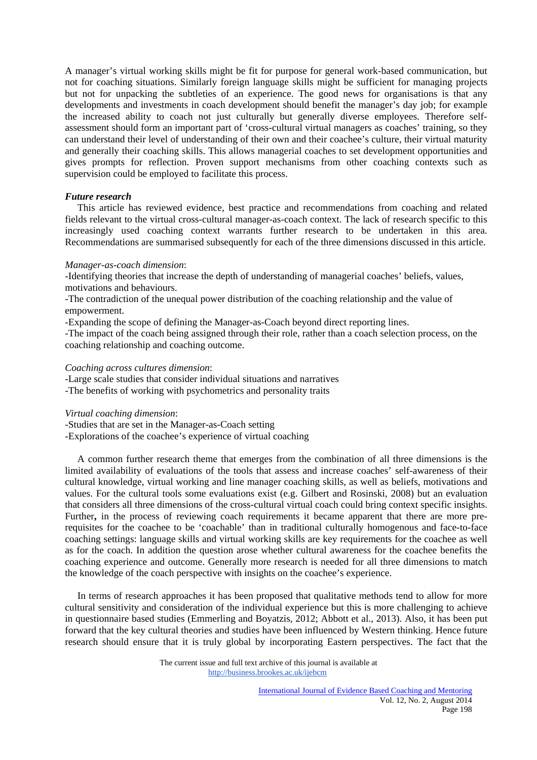A manager's virtual working skills might be fit for purpose for general work-based communication, but not for coaching situations. Similarly foreign language skills might be sufficient for managing projects but not for unpacking the subtleties of an experience. The good news for organisations is that any developments and investments in coach development should benefit the manager's day job; for example the increased ability to coach not just culturally but generally diverse employees. Therefore self-assessment should form an important part of 'cross-cultural virtual managers as coaches' training, so they can understand their level of understanding of their own and their coachee's culture, their virtual maturity and generally their coaching skills. This allows managerial coaches to set development opportunities and gives prompts for reflection. Proven support mechanisms from other coaching contexts such as supervision could be employed to facilitate this process.

### *Future research*

This article has reviewed evidence, best practice and recommendations from coaching and related fields relevant to the virtual cross-cultural manager-as-coach context. The lack of research specific to this increasingly used coaching context warrants further research to be undertaken in this area. Recommendations are summarised subsequently for each of the three dimensions discussed in this article.

*Manager-as-coach dimension*:

-Identifying theories that increase the depth of understanding of managerial coaches' beliefs, values, motivations and behaviours.

-The contradiction of the unequal power distribution of the coaching relationship and the value of empowerment.

-Expanding the scope of defining the Manager-as-Coach beyond direct reporting lines.

-The impact of the coach being assigned through their role, rather than a coach selection process, on the coaching relationship and coaching outcome.

*Coaching across cultures dimension*:

-Large scale studies that consider individual situations and narratives

-The benefits of working with psychometrics and personality traits

*Virtual coaching dimension*:

-Studies that are set in the Manager-as-Coach setting

-Explorations of the coachee's experience of virtual coaching

A common further research theme that emerges from the combination of all three dimensions is the limited availability of evaluations of the tools that assess and increase coaches' self-awareness of their cultural knowledge, virtual working and line manager coaching skills, as well as beliefs, motivations and values. For the cultural tools some evaluations exist (e.g. Gilbert and Rosinski, 2008) but an evaluation that considers all three dimensions of the cross-cultural virtual coach could bring context specific insights. Further**,** in the process of reviewing coach requirements it became apparent that there are more pre-requisites for the coachee to be 'coachable' than in traditional culturally homogenous and face-to-face coaching settings: language skills and virtual working skills are key requirements for the coachee as well as for the coach. In addition the question arose whether cultural awareness for the coachee benefits the coaching experience and outcome. Generally more research is needed for all three dimensions to match the knowledge of the coach perspective with insights on the coachee's experience.

In terms of research approaches it has been proposed that qualitative methods tend to allow for more cultural sensitivity and consideration of the individual experience but this is more challenging to achieve in questionnaire based studies (Emmerling and Boyatzis, 2012; Abbott et al., 2013). Also, it has been put forward that the key cultural theories and studies have been influenced by Western thinking. Hence future research should ensure that it is truly global by incorporating Eastern perspectives. The fact that the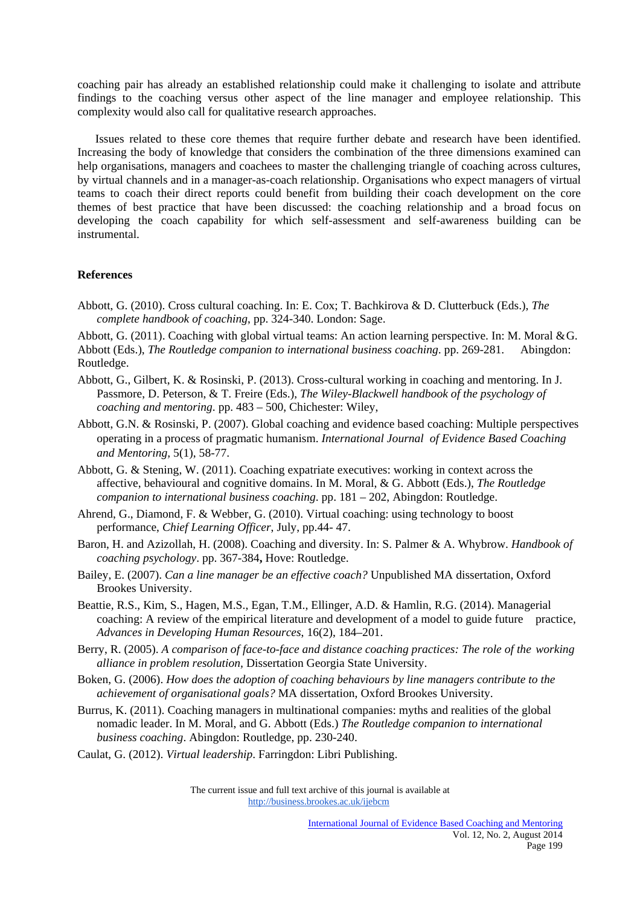coaching pair has already an established relationship could make it challenging to isolate and attribute findings to the coaching versus other aspect of the line manager and employee relationship. This complexity would also call for qualitative research approaches.

Issues related to these core themes that require further debate and research have been identified. Increasing the body of knowledge that considers the combination of the three dimensions examined can help organisations, managers and coachees to master the challenging triangle of coaching across cultures, by virtual channels and in a manager-as-coach relationship. Organisations who expect managers of virtual teams to coach their direct reports could benefit from building their coach development on the core themes of best practice that have been discussed: the coaching relationship and a broad focus on developing the coach capability for which self-assessment and self-awareness building can be instrumental.

## References

Abbott, G. (2010). Cross cultural coaching. In: E. Cox; T. Bachkirova & D. Clutterbuck (Eds.), *The complete handbook of coaching*, pp. 324-340. London: Sage.

Abbott, G. (2011). Coaching with global virtual teams: An action learning perspective. In: M. Moral &G. Abbott (Eds.), *The Routledge companion to international business coaching*. pp. 269-281. Abingdon: Routledge.

Abbott, G., Gilbert, K. & Rosinski, P. (2013). Cross-cultural working in coaching and mentoring. In J. Passmore, D. Peterson, & T. Freire (Eds.), *The Wiley-Blackwell handbook of the psychology of coaching and mentoring*. pp. 483 – 500, Chichester: Wiley,

Abbott, G.N. & Rosinski, P. (2007). Global coaching and evidence based coaching: Multiple perspectives operating in a process of pragmatic humanism. *International Journal of Evidence Based Coaching and Mentoring*, 5(1), 58-77.

Abbott, G. & Stening, W. (2011). Coaching expatriate executives: working in context across the affective, behavioural and cognitive domains. In M. Moral, & G. Abbott (Eds.), *The Routledge companion to international business coaching*. pp. 181 – 202, Abingdon: Routledge.

Ahrend, G., Diamond, F. & Webber, G. (2010). Virtual coaching: using technology to boost performance, *Chief Learning Officer*, July, pp.44- 47.

Baron, H. and Azizollah, H. (2008). Coaching and diversity. In: S. Palmer & A. Whybrow. *Handbook of coaching psychology*. pp. 367-384**,** Hove: Routledge.

Bailey, E. (2007). *Can a line manager be an effective coach?* Unpublished MA dissertation, Oxford Brookes University.

Beattie, R.S., Kim, S., Hagen, M.S., Egan, T.M., Ellinger, A.D. & Hamlin, R.G. (2014). Managerial coaching: A review of the empirical literature and development of a model to guide future practice, *Advances in Developing Human Resources*, 16(2), 184–201.

Berry, R. (2005). *A comparison of face-to-face and distance coaching practices: The role of the working alliance in problem resolution,* Dissertation Georgia State University.

Boken, G. (2006). *How does the adoption of coaching behaviours by line managers contribute to the achievement of organisational goals?* MA dissertation, Oxford Brookes University.

Burrus, K. (2011). Coaching managers in multinational companies: myths and realities of the global nomadic leader. In M. Moral, and G. Abbott (Eds.) *The Routledge companion to international business coaching*. Abingdon: Routledge, pp. 230-240.

Caulat, G. (2012). *Virtual leadership*. Farringdon: Libri Publishing.

The current issue and full text archive of this journal is available at http://business.brookes.ac.uk/ijebcm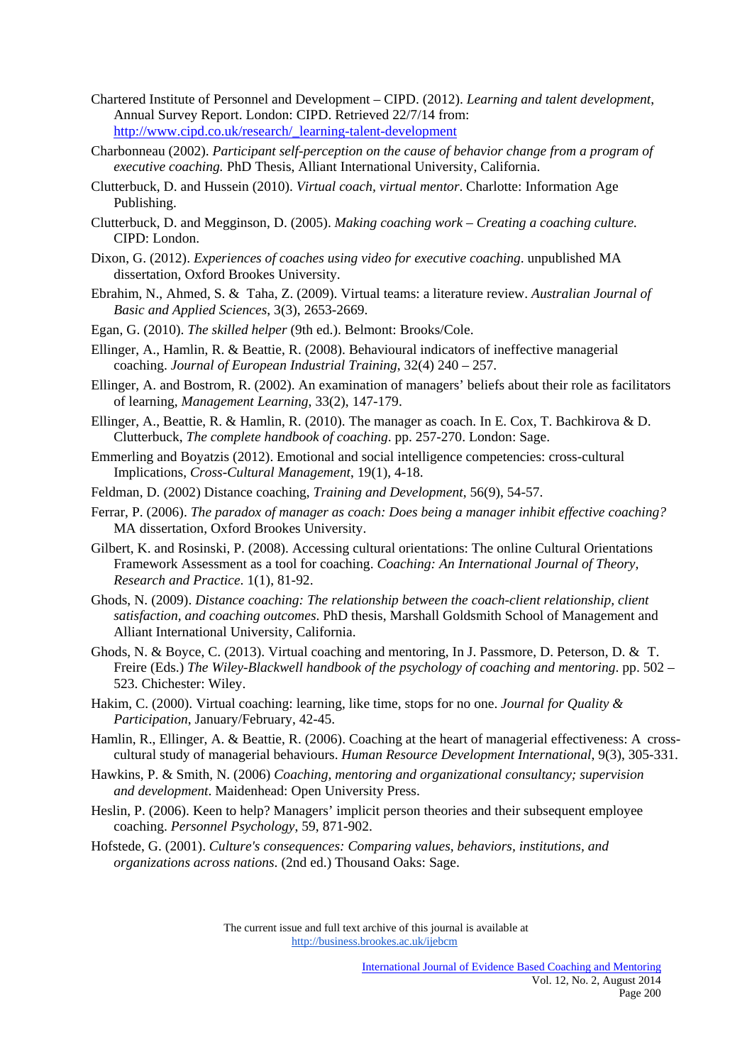Chartered Institute of Personnel and Development – CIPD. (2012). *Learning and talent development*, Annual Survey Report. London: CIPD. Retrieved 22/7/14 from: http://www.cipd.co.uk/research/_learning-talent-development

Charbonneau (2002). *Participant self-perception on the cause of behavior change from a program of executive coaching.* PhD Thesis, Alliant International University, California.

Clutterbuck, D. and Hussein (2010). *Virtual coach, virtual mentor*. Charlotte: Information Age Publishing.

Clutterbuck, D. and Megginson, D. (2005). *Making coaching work – Creating a coaching culture.* CIPD: London.

Dixon, G. (2012). *Experiences of coaches using video for executive coaching*. unpublished MA dissertation, Oxford Brookes University.

Ebrahim, N., Ahmed, S. & Taha, Z. (2009). Virtual teams: a literature review. *Australian Journal of Basic and Applied Sciences*, 3(3), 2653-2669.

Egan, G. (2010). *The skilled helper* (9th ed.). Belmont: Brooks/Cole.

Ellinger, A., Hamlin, R. & Beattie, R. (2008). Behavioural indicators of ineffective managerial coaching. *Journal of European Industrial Training*, 32(4) 240 – 257.

Ellinger, A. and Bostrom, R. (2002). An examination of managers' beliefs about their role as facilitators of learning, *Management Learning*, 33(2), 147-179.

Ellinger, A., Beattie, R. & Hamlin, R. (2010). The manager as coach. In E. Cox, T. Bachkirova & D. Clutterbuck, *The complete handbook of coaching*. pp. 257-270. London: Sage.

Emmerling and Boyatzis (2012). Emotional and social intelligence competencies: cross-cultural Implications, *Cross-Cultural Management*, 19(1), 4-18.

Feldman, D. (2002) Distance coaching, *Training and Development*, 56(9), 54-57.

Ferrar, P. (2006). *The paradox of manager as coach: Does being a manager inhibit effective coaching?* MA dissertation, Oxford Brookes University.

Gilbert, K. and Rosinski, P. (2008). Accessing cultural orientations: The online Cultural Orientations Framework Assessment as a tool for coaching. *Coaching: An International Journal of Theory, Research and Practice*. 1(1), 81-92.

Ghods, N. (2009). *Distance coaching: The relationship between the coach-client relationship, client satisfaction, and coaching outcomes*. PhD thesis, Marshall Goldsmith School of Management and Alliant International University, California.

Ghods, N. & Boyce, C. (2013). Virtual coaching and mentoring, In J. Passmore, D. Peterson, D. & T. Freire (Eds.) *The Wiley-Blackwell handbook of the psychology of coaching and mentoring*. pp. 502 – 523. Chichester: Wiley.

Hakim, C. (2000). Virtual coaching: learning, like time, stops for no one. *Journal for Quality & Participation*, January/February, 42-45.

Hamlin, R., Ellinger, A. & Beattie, R. (2006). Coaching at the heart of managerial effectiveness: A cross-cultural study of managerial behaviours. *Human Resource Development International*, 9(3), 305-331.

Hawkins, P. & Smith, N. (2006) *Coaching, mentoring and organizational consultancy; supervision and development*. Maidenhead: Open University Press.

Heslin, P. (2006). Keen to help? Managers' implicit person theories and their subsequent employee coaching. *Personnel Psychology*, 59, 871-902.

Hofstede, G. (2001). *Culture's consequences: Comparing values, behaviors, institutions, and organizations across nations*. (2nd ed.) Thousand Oaks: Sage.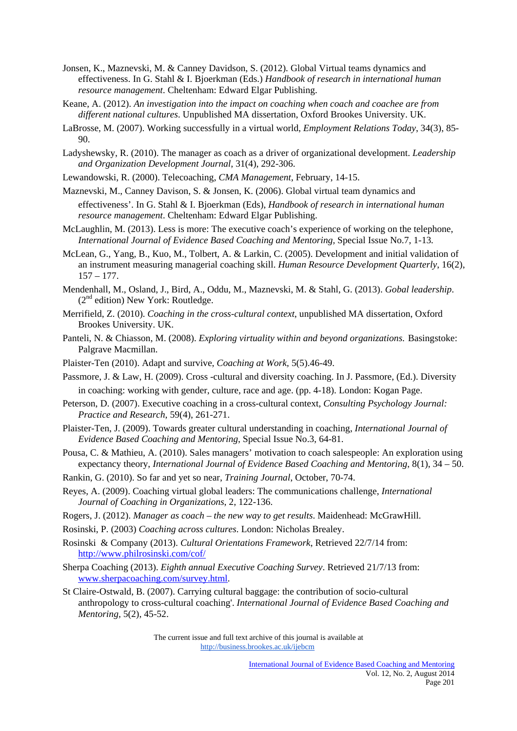Jonsen, K., Maznevski, M. & Canney Davidson, S. (2012). Global Virtual teams dynamics and effectiveness. In G. Stahl & I. Bjoerkman (Eds.) *Handbook of research in international human resource management*. Cheltenham: Edward Elgar Publishing.

Keane, A. (2012). *An investigation into the impact on coaching when coach and coachee are from different national cultures*. Unpublished MA dissertation, Oxford Brookes University. UK.

LaBrosse, M. (2007). Working successfully in a virtual world, *Employment Relations Today*, 34(3), 85-90.

Ladyshewsky, R. (2010). The manager as coach as a driver of organizational development. *Leadership and Organization Development Journal*, 31(4), 292-306.

Lewandowski, R. (2000). Telecoaching, *CMA Management*, February, 14-15.

Maznevski, M., Canney Davison, S. & Jonsen, K. (2006). Global virtual team dynamics and effectiveness'. In G. Stahl & I. Bjoerkman (Eds), *Handbook of research in international human resource management*. Cheltenham: Edward Elgar Publishing.

McLaughlin, M. (2013). Less is more: The executive coach's experience of working on the telephone, *International Journal of Evidence Based Coaching and Mentoring,* Special Issue No.7, 1-13*.*

McLean, G., Yang, B., Kuo, M., Tolbert, A. & Larkin, C. (2005). Development and initial validation of an instrument measuring managerial coaching skill. *Human Resource Development Quarterly*, 16(2), 157 – 177.

Mendenhall, M., Osland, J., Bird, A., Oddu, M., Maznevski, M. & Stahl, G. (2013). *Gobal leadership*. (2nd edition) New York: Routledge.

Merrifield, Z. (2010). *Coaching in the cross-cultural context*, unpublished MA dissertation, Oxford Brookes University. UK.

Panteli, N. & Chiasson, M. (2008). *Exploring virtuality within and beyond organizations.* Basingstoke: Palgrave Macmillan.

Plaister-Ten (2010). Adapt and survive, *Coaching at Work*, 5(5).46-49.

Passmore, J. & Law, H. (2009). Cross -cultural and diversity coaching. In J. Passmore, (Ed.). Diversity in coaching: working with gender, culture, race and age. (pp. 4-18). London: Kogan Page.

Peterson, D. (2007). Executive coaching in a cross-cultural context, *Consulting Psychology Journal: Practice and Research*, 59(4), 261-271.

Plaister-Ten, J. (2009). Towards greater cultural understanding in coaching, *International Journal of Evidence Based Coaching and Mentoring*, Special Issue No.3, 64-81.

Pousa, C. & Mathieu, A. (2010). Sales managers' motivation to coach salespeople: An exploration using expectancy theory, *International Journal of Evidence Based Coaching and Mentoring*, 8(1), 34 – 50.

Rankin, G. (2010). So far and yet so near, *Training Journal*, October, 70-74.

Reyes, A. (2009). Coaching virtual global leaders: The communications challenge, *International Journal of Coaching in Organizations*, 2, 122-136.

Rogers, J. (2012). *Manager as coach – the new way to get results*. Maidenhead: McGrawHill.

Rosinski, P. (2003) *Coaching across cultures*. London: Nicholas Brealey.

Rosinski & Company (2013). *Cultural Orientations Framework*, Retrieved 22/7/14 from: http://www.philrosinski.com/cof/

Sherpa Coaching (2013). *Eighth annual Executive Coaching Survey*. Retrieved 21/7/13 from: www.sherpacoaching.com/survey.html.

St Claire-Ostwald, B. (2007). Carrying cultural baggage: the contribution of socio-cultural anthropology to cross-cultural coaching'. *International Journal of Evidence Based Coaching and Mentoring*, 5(2), 45-52.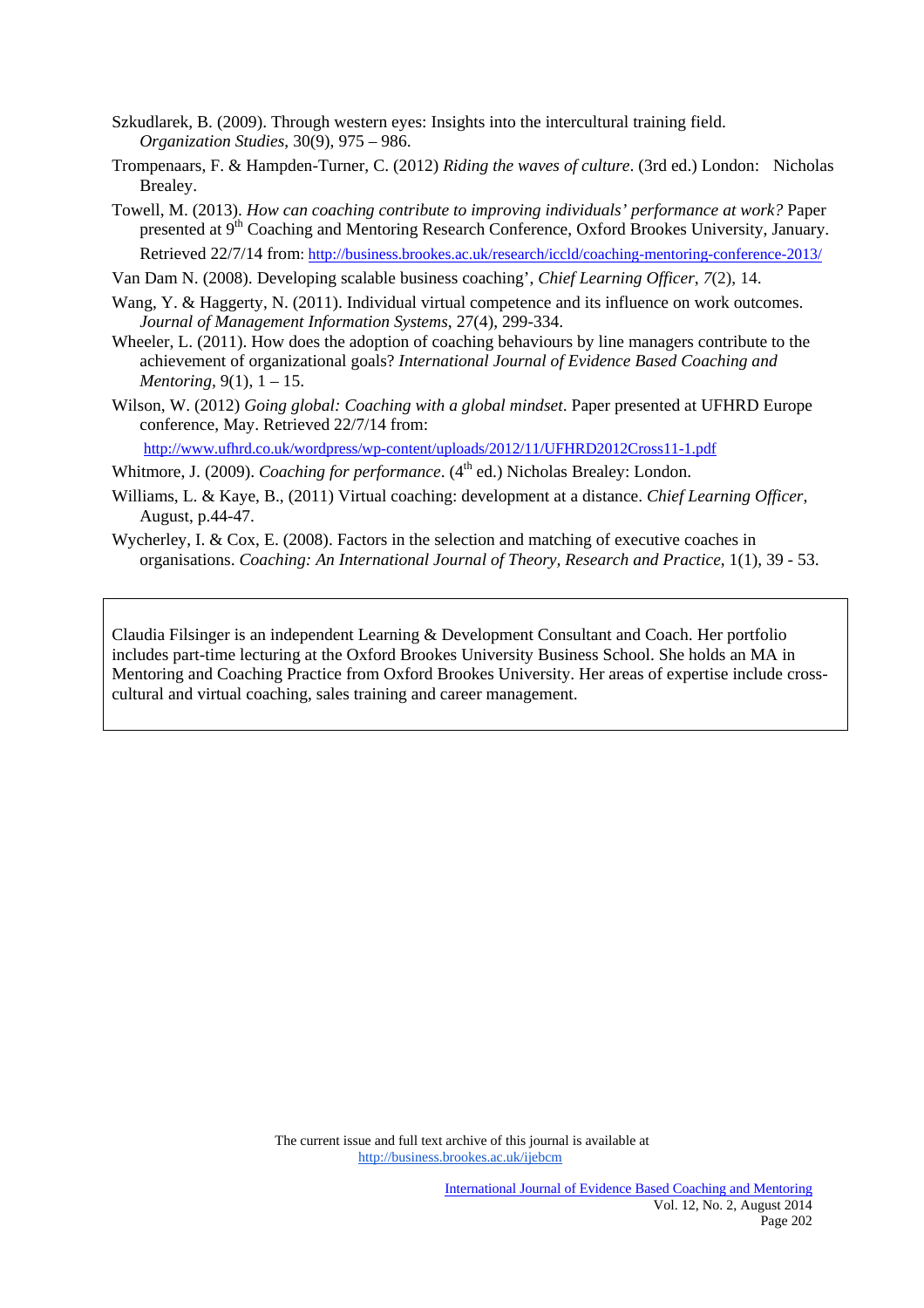Szkudlarek, B. (2009). Through western eyes: Insights into the intercultural training field. *Organization Studies*, 30(9), 975 – 986.

Trompenaars, F. & Hampden-Turner, C. (2012) *Riding the waves of culture*. (3rd ed.) London: Nicholas Brealey.

Towell, M. (2013). *How can coaching contribute to improving individuals' performance at work?* Paper presented at 9th Coaching and Mentoring Research Conference, Oxford Brookes University, January. Retrieved 22/7/14 from: http://business.brookes.ac.uk/research/iccld/coaching-mentoring-conference-2013/

Van Dam N. (2008). Developing scalable business coaching', *Chief Learning Officer*, *7*(2), 14.

Wang, Y. & Haggerty, N. (2011). Individual virtual competence and its influence on work outcomes. *Journal of Management Information Systems*, 27(4), 299-334.

Wheeler, L. (2011). How does the adoption of coaching behaviours by line managers contribute to the achievement of organizational goals? *International Journal of Evidence Based Coaching and Mentoring*, 9(1), 1 – 15.

Wilson, W. (2012) *Going global: Coaching with a global mindset*. Paper presented at UFHRD Europe conference, May. Retrieved 22/7/14 from: http://www.ufhrd.co.uk/wordpress/wp-content/uploads/2012/11/UFHRD2012Cross11-1.pdf

Whitmore, J. (2009). *Coaching for performance*. (4th ed.) Nicholas Brealey: London.

Williams, L. & Kaye, B., (2011) Virtual coaching: development at a distance. *Chief Learning Officer*, August, p.44-47.

Wycherley, I. & Cox, E. (2008). Factors in the selection and matching of executive coaches in organisations. *Coaching: An International Journal of Theory, Research and Practice*, 1(1), 39 - 53.

Claudia Filsinger is an independent Learning & Development Consultant and Coach. Her portfolio includes part-time lecturing at the Oxford Brookes University Business School. She holds an MA in Mentoring and Coaching Practice from Oxford Brookes University. Her areas of expertise include cross-cultural and virtual coaching, sales training and career management.

The current issue and full text archive of this journal is available at http://business.brookes.ac.uk/ijebcm